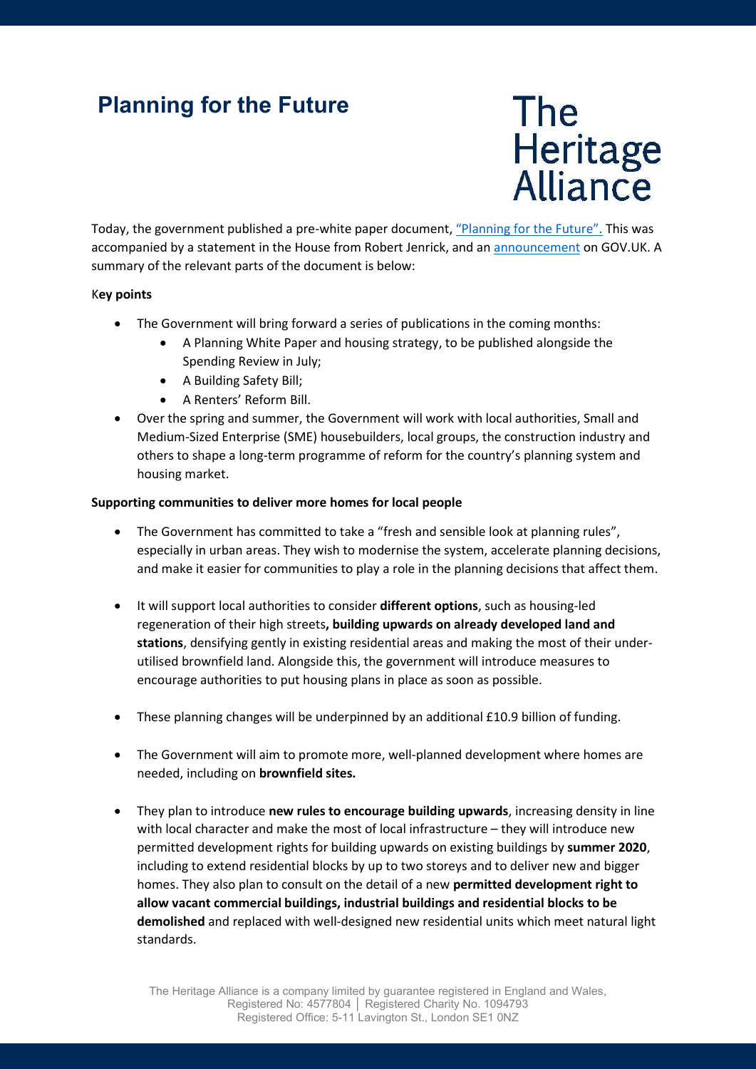# Planning for the Future

The Heritage Alliance

Today, the government published a pre-white paper document, "Planning for the Future". This was accompanied by a statement in the House from Robert Jenrick, and an announcement on GOV.UK. A summary of the relevant parts of the document is below:

**Key points**

- The Government will bring forward a series of publications in the coming months:
  - A Planning White Paper and housing strategy, to be published alongside the Spending Review in July;
  - A Building Safety Bill;
  - A Renters' Reform Bill.
- Over the spring and summer, the Government will work with local authorities, Small and Medium-Sized Enterprise (SME) housebuilders, local groups, the construction industry and others to shape a long-term programme of reform for the country's planning system and housing market.

**Supporting communities to deliver more homes for local people**

- The Government has committed to take a "fresh and sensible look at planning rules", especially in urban areas. They wish to modernise the system, accelerate planning decisions, and make it easier for communities to play a role in the planning decisions that affect them.

- It will support local authorities to consider **different options**, such as housing-led regeneration of their high streets**, building upwards on already developed land and stations**, densifying gently in existing residential areas and making the most of their under-utilised brownfield land. Alongside this, the government will introduce measures to encourage authorities to put housing plans in place as soon as possible.

- These planning changes will be underpinned by an additional £10.9 billion of funding.

- The Government will aim to promote more, well-planned development where homes are needed, including on **brownfield sites.**

- They plan to introduce **new rules to encourage building upwards**, increasing density in line with local character and make the most of local infrastructure – they will introduce new permitted development rights for building upwards on existing buildings by **summer 2020**, including to extend residential blocks by up to two storeys and to deliver new and bigger homes. They also plan to consult on the detail of a new **permitted development right to allow vacant commercial buildings, industrial buildings and residential blocks to be demolished** and replaced with well-designed new residential units which meet natural light standards.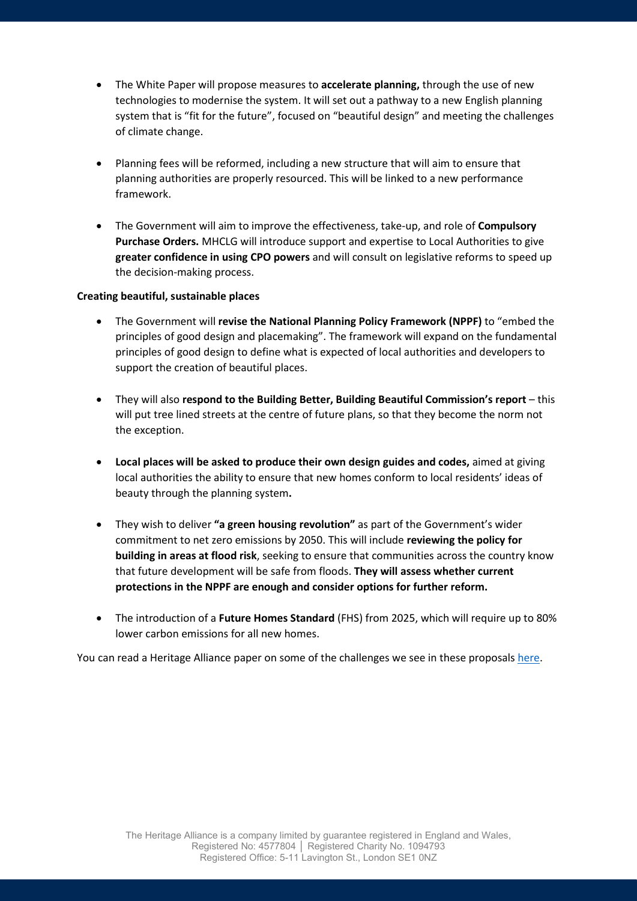- The White Paper will propose measures to **accelerate planning,** through the use of new technologies to modernise the system. It will set out a pathway to a new English planning system that is "fit for the future", focused on "beautiful design" and meeting the challenges of climate change.

- Planning fees will be reformed, including a new structure that will aim to ensure that planning authorities are properly resourced. This will be linked to a new performance framework.

- The Government will aim to improve the effectiveness, take-up, and role of **Compulsory Purchase Orders.** MHCLG will introduce support and expertise to Local Authorities to give **greater confidence in using CPO powers** and will consult on legislative reforms to speed up the decision-making process.

**Creating beautiful, sustainable places**

- The Government will **revise the National Planning Policy Framework (NPPF)** to "embed the principles of good design and placemaking". The framework will expand on the fundamental principles of good design to define what is expected of local authorities and developers to support the creation of beautiful places.

- They will also **respond to the Building Better, Building Beautiful Commission's report** – this will put tree lined streets at the centre of future plans, so that they become the norm not the exception.

- **Local places will be asked to produce their own design guides and codes,** aimed at giving local authorities the ability to ensure that new homes conform to local residents' ideas of beauty through the planning system**.**

- They wish to deliver **"a green housing revolution"** as part of the Government's wider commitment to net zero emissions by 2050. This will include **reviewing the policy for building in areas at flood risk**, seeking to ensure that communities across the country know that future development will be safe from floods. **They will assess whether current protections in the NPPF are enough and consider options for further reform.**

- The introduction of a **Future Homes Standard** (FHS) from 2025, which will require up to 80% lower carbon emissions for all new homes.

You can read a Heritage Alliance paper on some of the challenges we see in these proposals here.